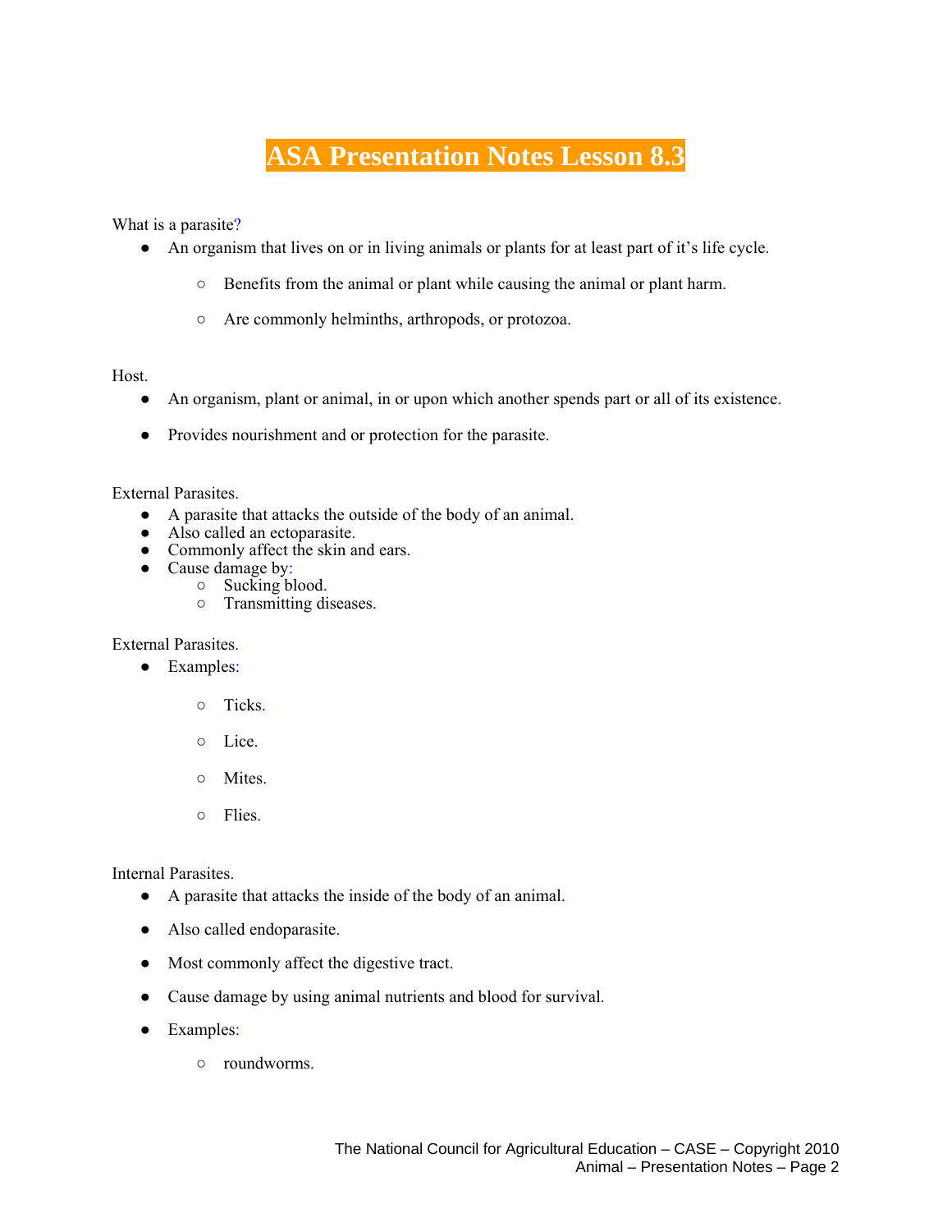# ASA Presentation Notes Lesson 8.3

What is a parasite?

- An organism that lives on or in living animals or plants for at least part of it's life cycle.
    - Benefits from the animal or plant while causing the animal or plant harm.
    - Are commonly helminths, arthropods, or protozoa.

Host.

- An organism, plant or animal, in or upon which another spends part or all of its existence.
- Provides nourishment and or protection for the parasite.

External Parasites.

- A parasite that attacks the outside of the body of an animal.
- Also called an ectoparasite.
- Commonly affect the skin and ears.
- Cause damage by:
    - Sucking blood.
    - Transmitting diseases.

External Parasites.

- Examples:
    - Ticks.
    - Lice.
    - Mites.
    - Flies.

Internal Parasites.

- A parasite that attacks the inside of the body of an animal.
- Also called endoparasite.
- Most commonly affect the digestive tract.
- Cause damage by using animal nutrients and blood for survival.
- Examples:
    - roundworms.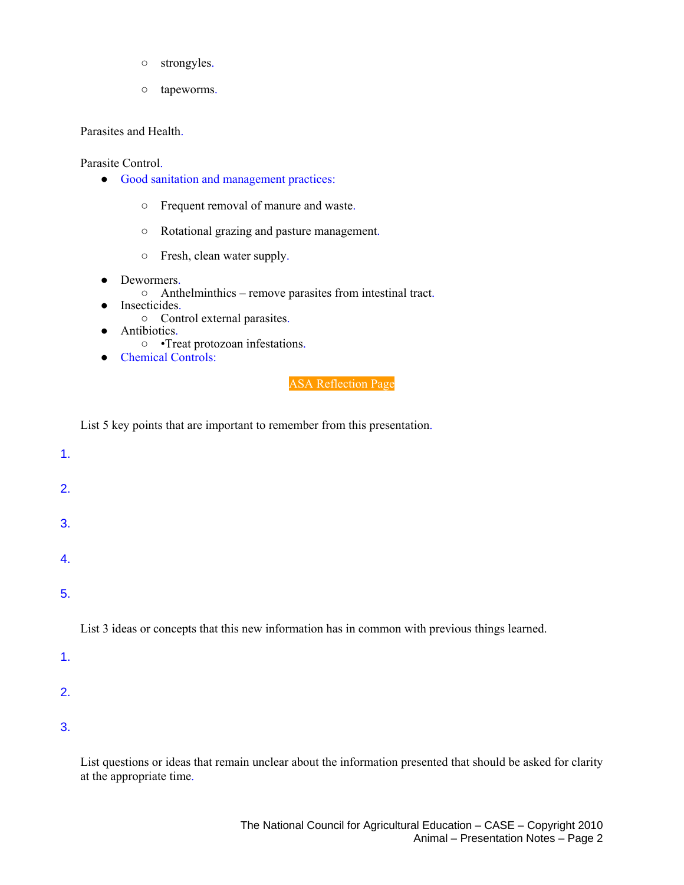- strongyles.
- tapeworms.

Parasites and Health.

Parasite Control.

- Good sanitation and management practices:
  - Frequent removal of manure and waste.
  - Rotational grazing and pasture management.
  - Fresh, clean water supply.
- Dewormers.
  - Anthelminthics – remove parasites from intestinal tract.
- Insecticides.
  - Control external parasites.
- Antibiotics.
  - •Treat protozoan infestations.
- Chemical Controls:

## ASA Reflection Page

List 5 key points that are important to remember from this presentation.

1.

2.

3.

4.

5.

List 3 ideas or concepts that this new information has in common with previous things learned.

1.

2.

3.

List questions or ideas that remain unclear about the information presented that should be asked for clarity at the appropriate time.